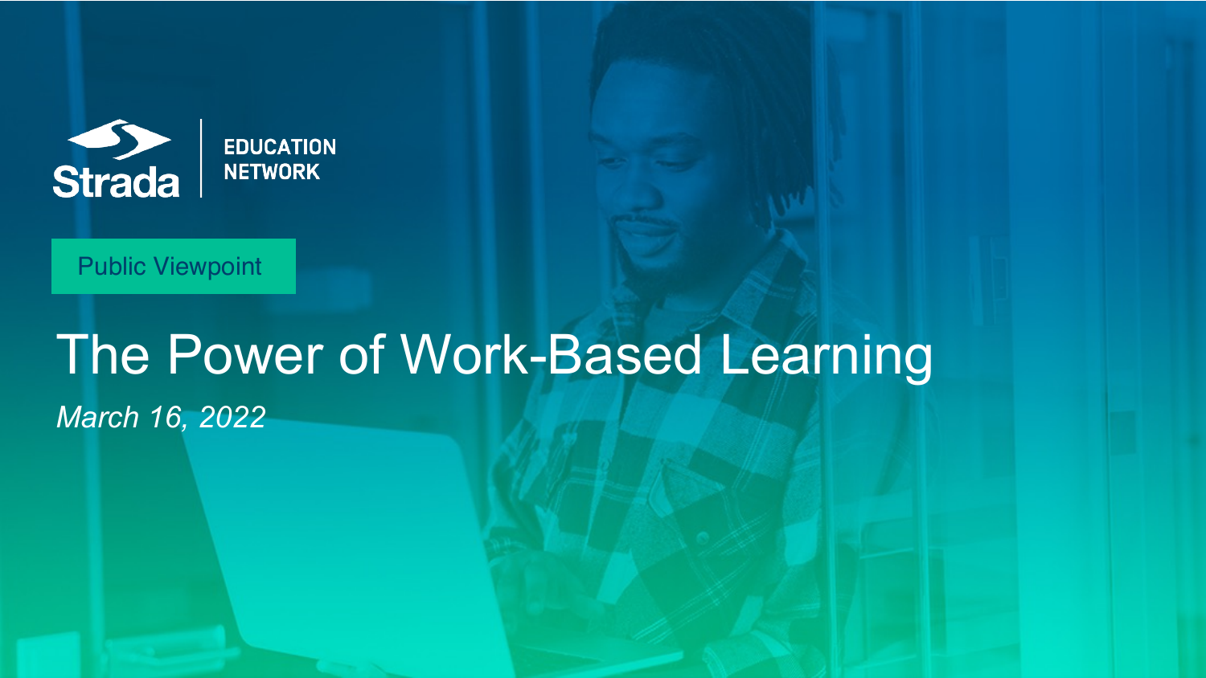Strada | EDUCATION NETWORK

Public Viewpoint

# The Power of Work-Based Learning

*March 16, 2022*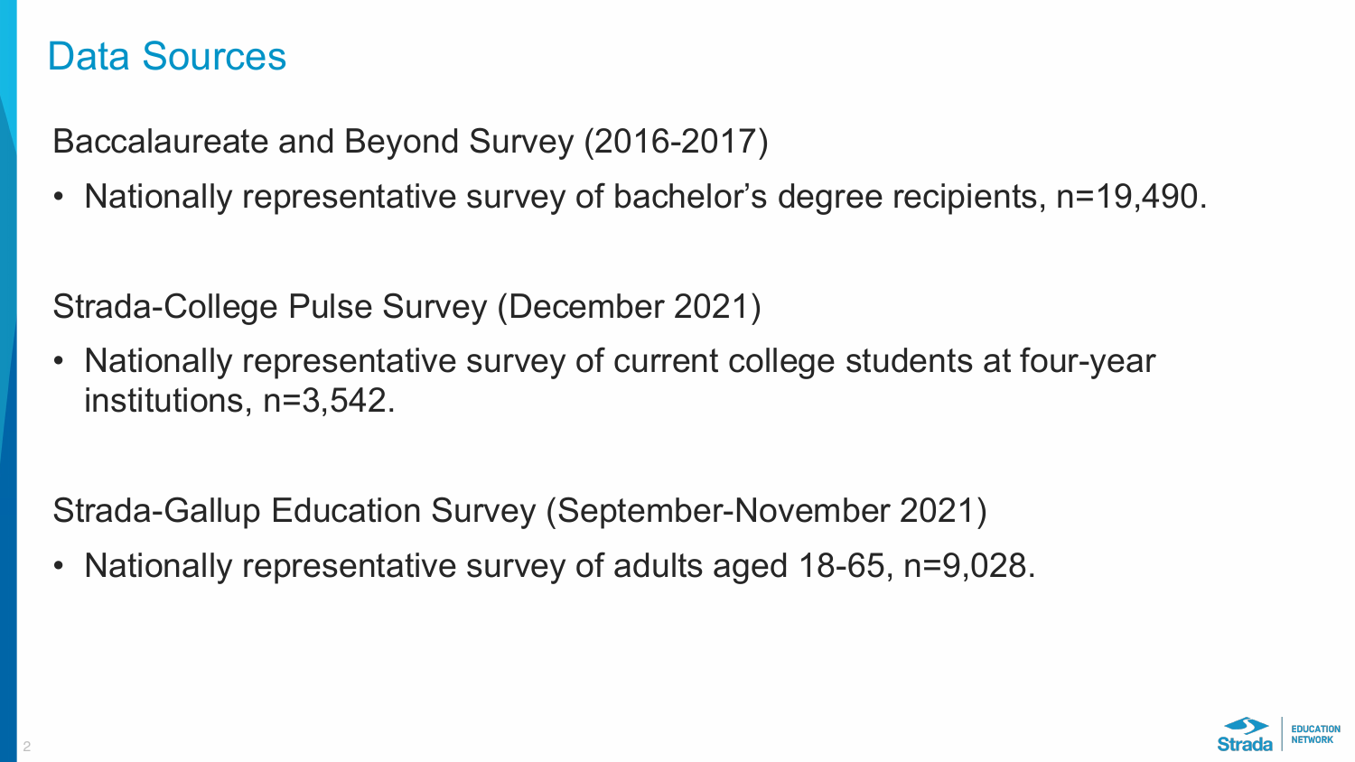# Data Sources

Baccalaureate and Beyond Survey (2016-2017)

- Nationally representative survey of bachelor's degree recipients, n=19,490.

Strada-College Pulse Survey (December 2021)

- Nationally representative survey of current college students at four-year institutions, n=3,542.

Strada-Gallup Education Survey (September-November 2021)

- Nationally representative survey of adults aged 18-65, n=9,028.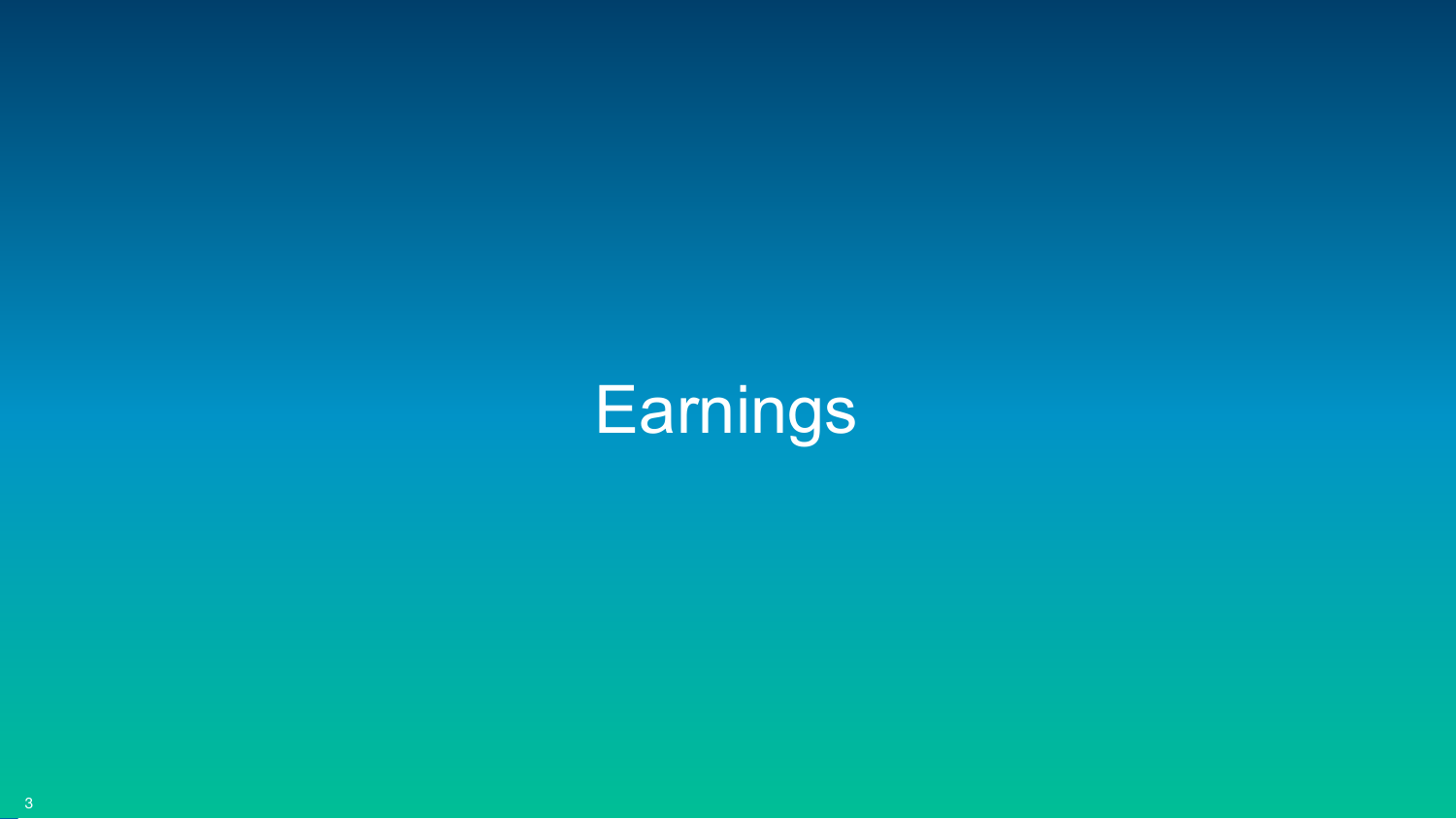# Earnings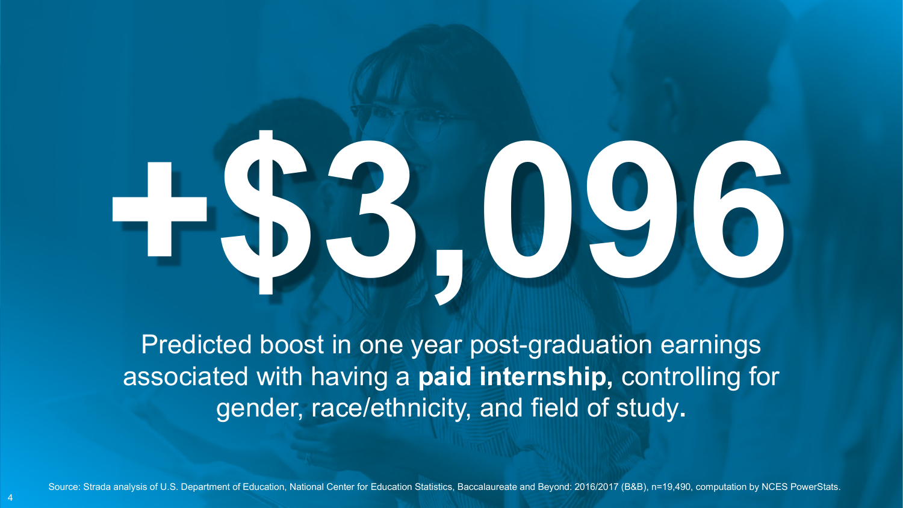# +$3,096

Predicted boost in one year post-graduation earnings associated with having a **paid internship,** controlling for gender, race/ethnicity, and field of study.

Source: Strada analysis of U.S. Department of Education, National Center for Education Statistics, Baccalaureate and Beyond: 2016/2017 (B&B), n=19,490, computation by NCES PowerStats.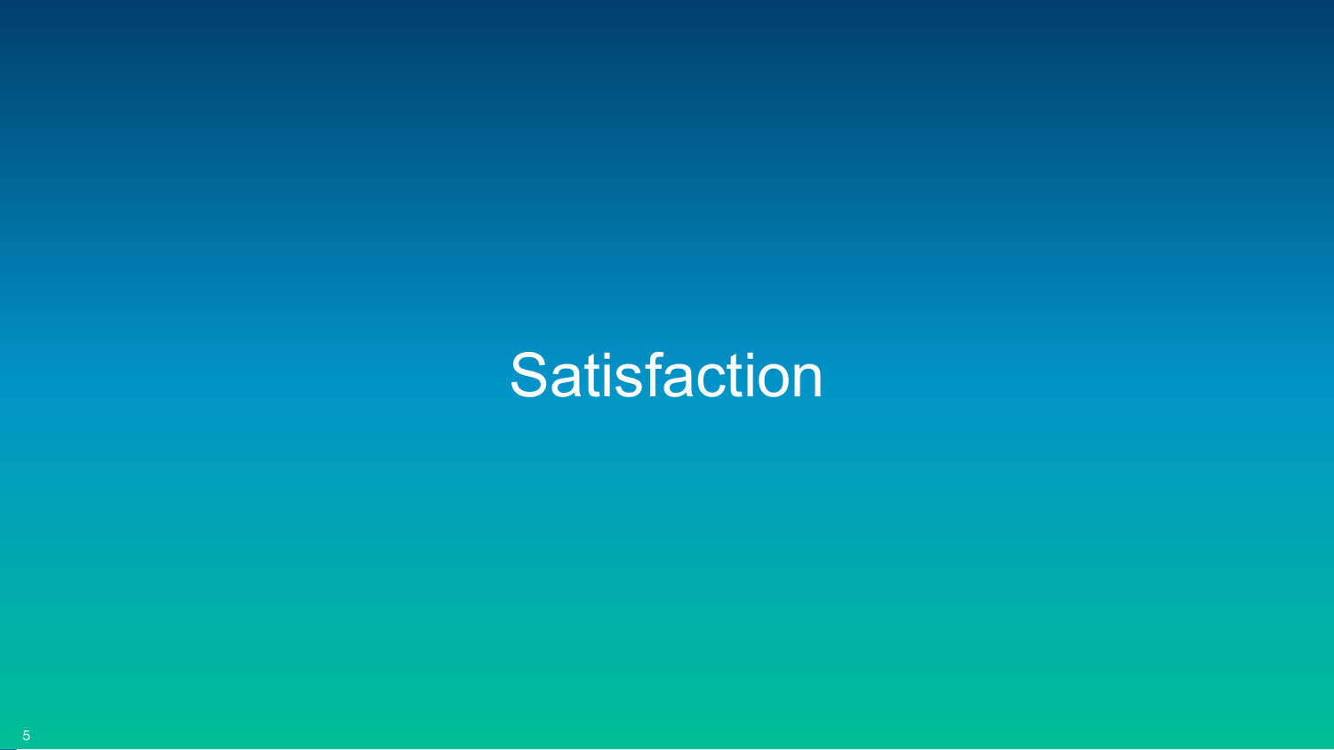# Satisfaction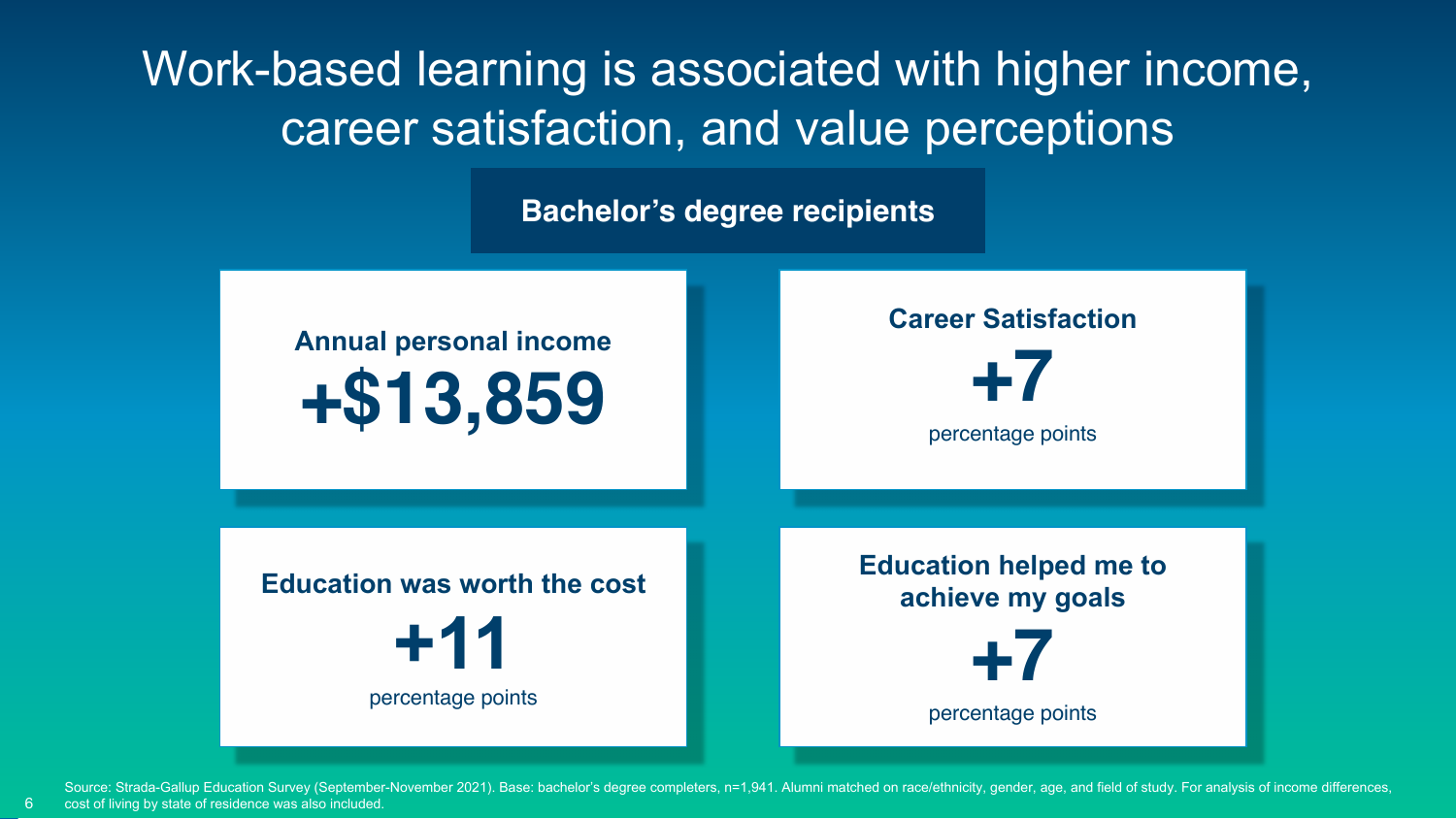# Work-based learning is associated with higher income, career satisfaction, and value perceptions

## Bachelor's degree recipients

**Annual personal income**

**+$13,859**

**Career Satisfaction**

**+7**

percentage points

**Education was worth the cost**

**+11**

percentage points

**Education helped me to achieve my goals**

**+7**

percentage points

Source: Strada-Gallup Education Survey (September-November 2021). Base: bachelor's degree completers, n=1,941. Alumni matched on race/ethnicity, gender, age, and field of study. For analysis of income differences, cost of living by state of residence was also included.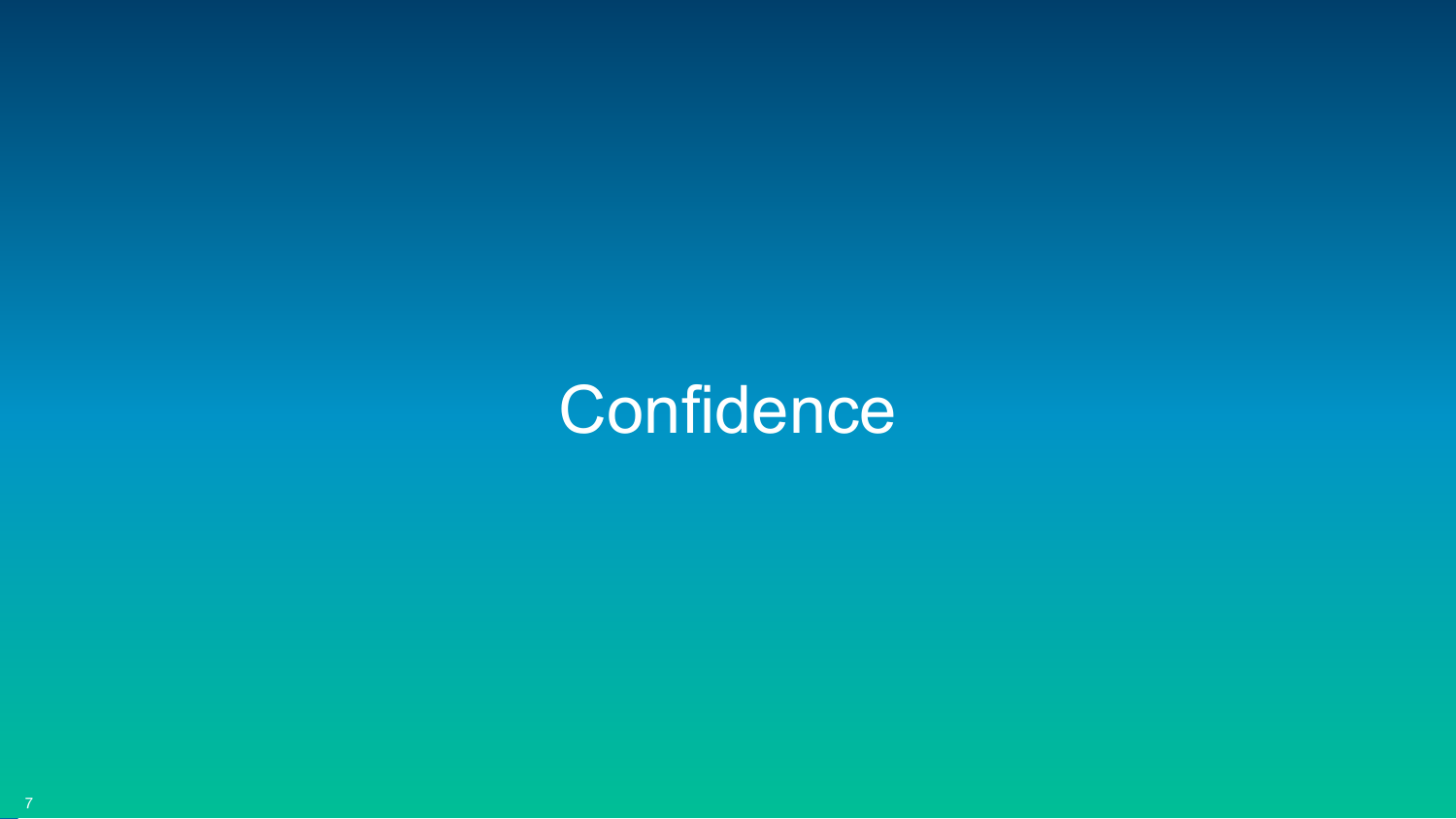# Confidence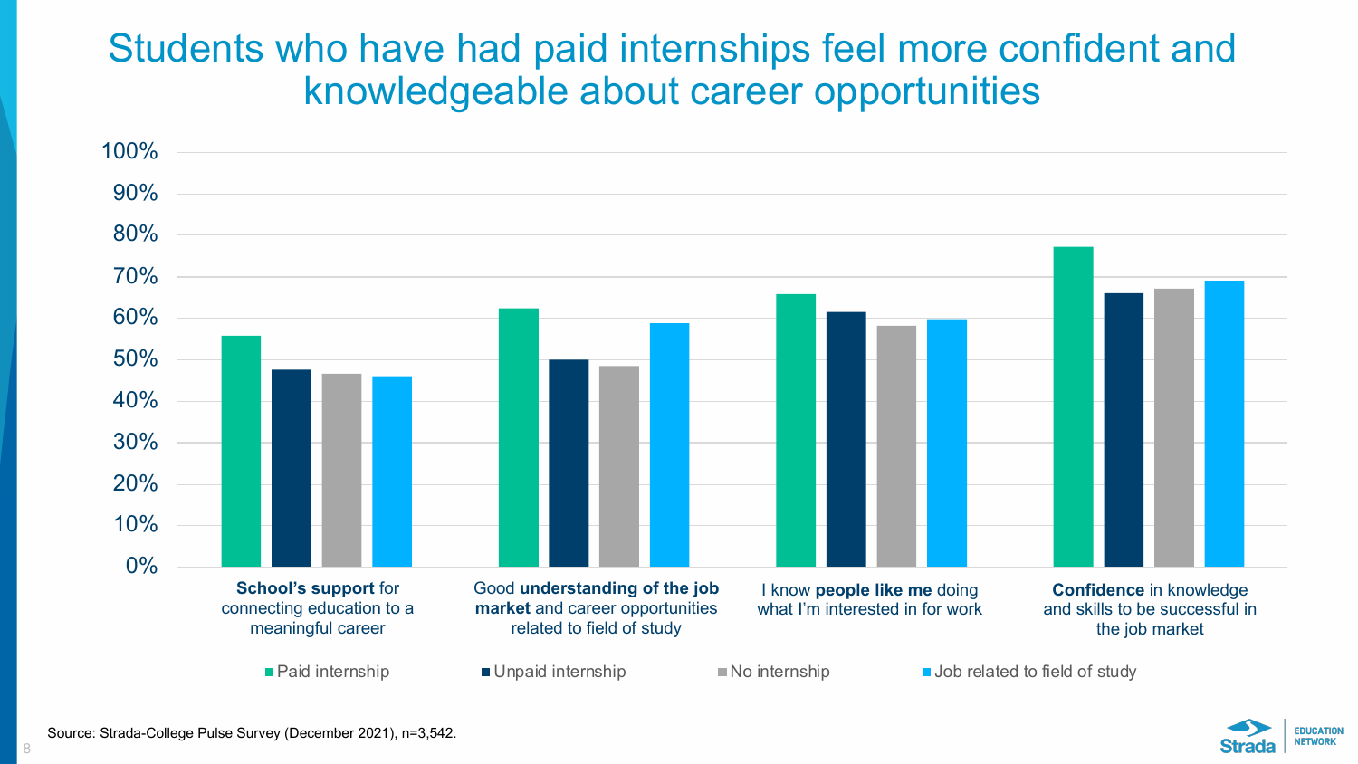# Students who have had paid internships feel more confident and knowledgeable about career opportunities

100%
90%
80%
70%
60%
50%
40%
30%
20%
10%
0%

**School's support** for connecting education to a meaningful career

Good **understanding of the job market** and career opportunities related to field of study

I know **people like me** doing what I'm interested in for work

**Confidence** in knowledge and skills to be successful in the job market

Paid internship | Unpaid internship | No internship | Job related to field of study

Source: Strada-College Pulse Survey (December 2021), n=3,542.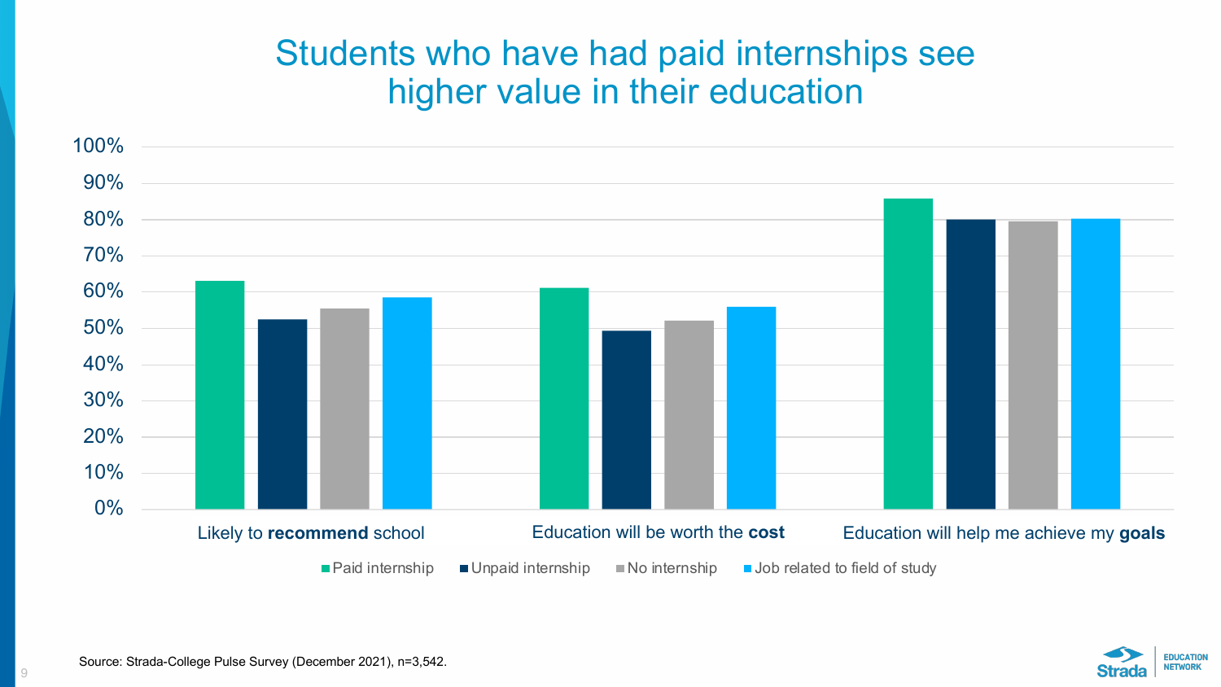# Students who have had paid internships see higher value in their education

100%
90%
80%
70%
60%
50%
40%
30%
20%
10%
0%

Likely to **recommend** school

Education will be worth the **cost**

Education will help me achieve my **goals**

Paid internship | Unpaid internship | No internship | Job related to field of study

Source: Strada-College Pulse Survey (December 2021), n=3,542.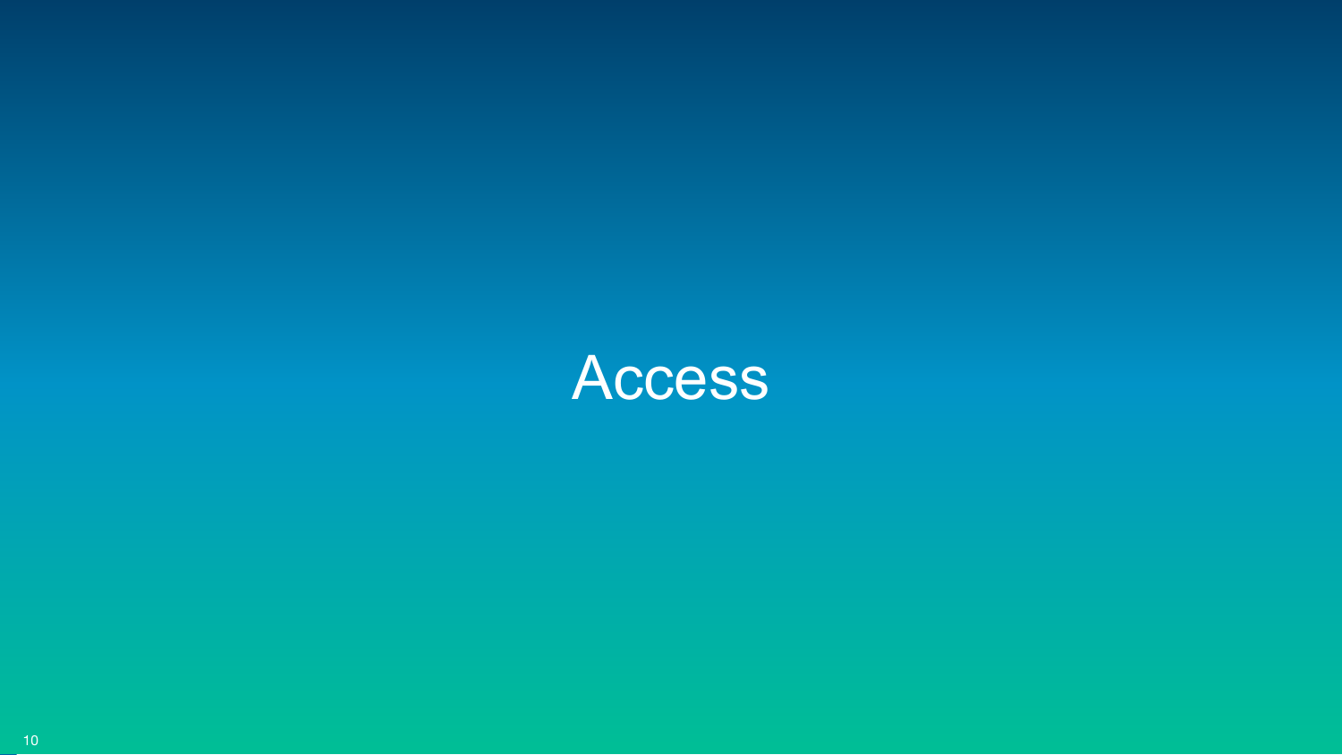# Access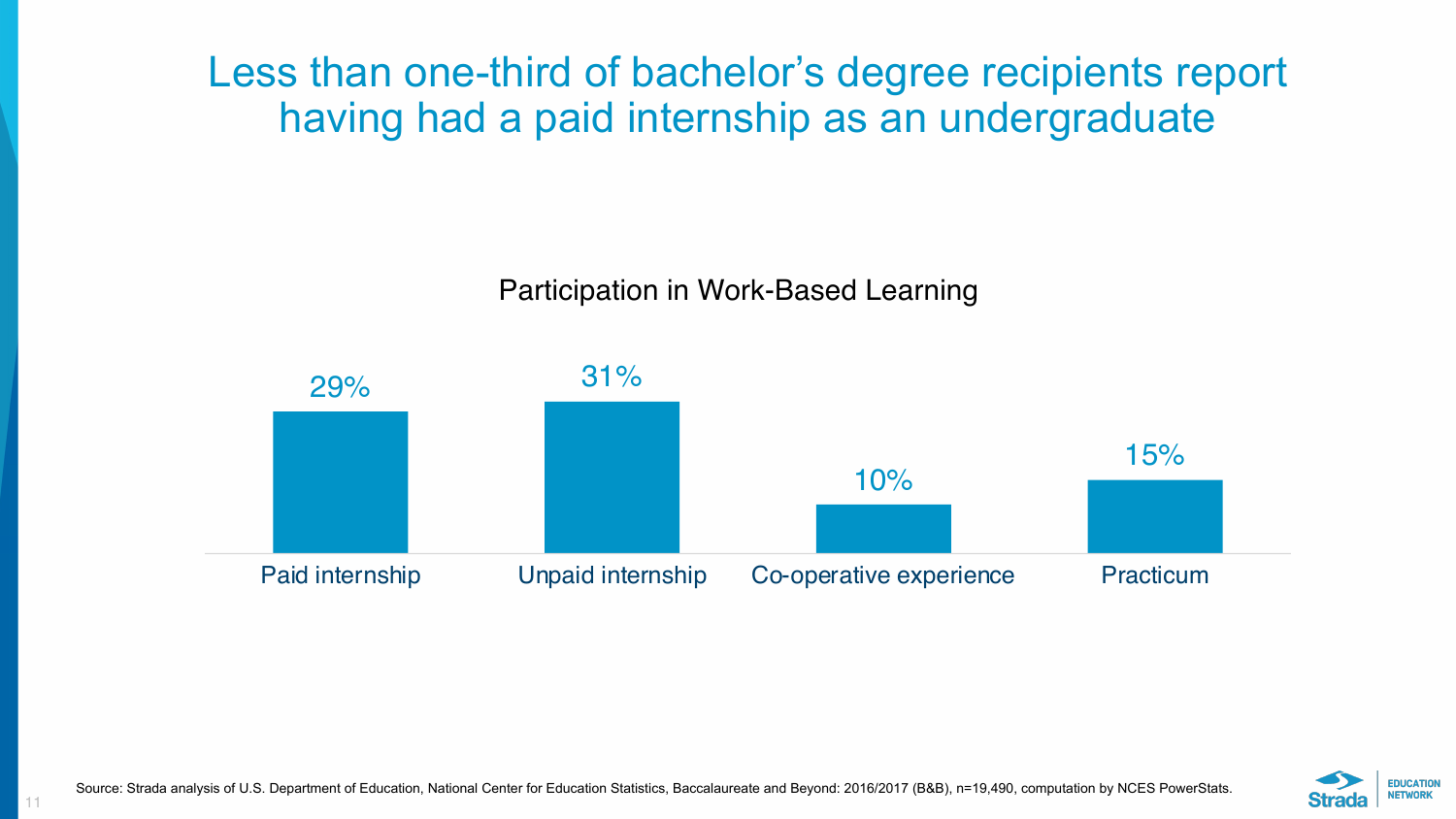# Less than one-third of bachelor's degree recipients report having had a paid internship as an undergraduate

## Participation in Work-Based Learning

| Paid internship | Unpaid internship | Co-operative experience | Practicum |
|---|---|---|---|
| 29% | 31% | 10% | 15% |

Source: Strada analysis of U.S. Department of Education, National Center for Education Statistics, Baccalaureate and Beyond: 2016/2017 (B&B), n=19,490, computation by NCES PowerStats.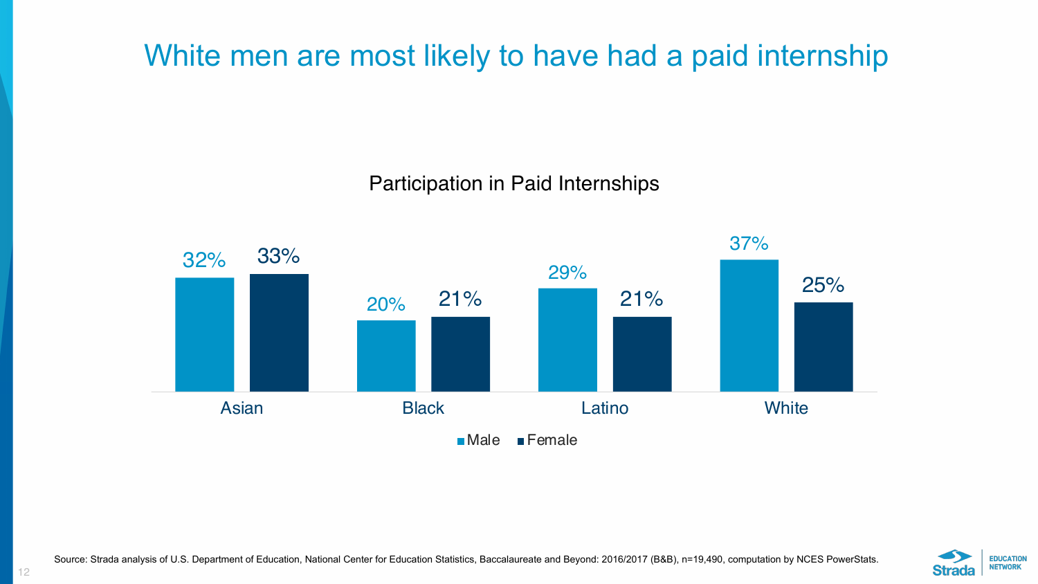# White men are most likely to have had a paid internship

**Participation in Paid Internships**

| | Male | Female |
|---|---|---|
| Asian | 32% | 33% |
| Black | 20% | 21% |
| Latino | 29% | 21% |
| White | 37% | 25% |

Source: Strada analysis of U.S. Department of Education, National Center for Education Statistics, Baccalaureate and Beyond: 2016/2017 (B&B), n=19,490, computation by NCES PowerStats.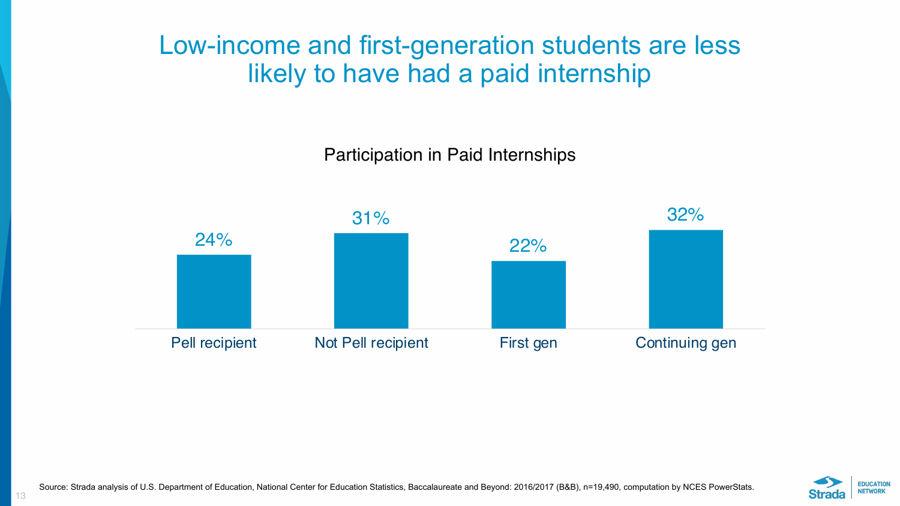# Low-income and first-generation students are less likely to have had a paid internship

## Participation in Paid Internships

| Group | Percentage |
| --- | --- |
| Pell recipient | 24% |
| Not Pell recipient | 31% |
| First gen | 22% |
| Continuing gen | 32% |

Source: Strada analysis of U.S. Department of Education, National Center for Education Statistics, Baccalaureate and Beyond: 2016/2017 (B&B), n=19,490, computation by NCES PowerStats.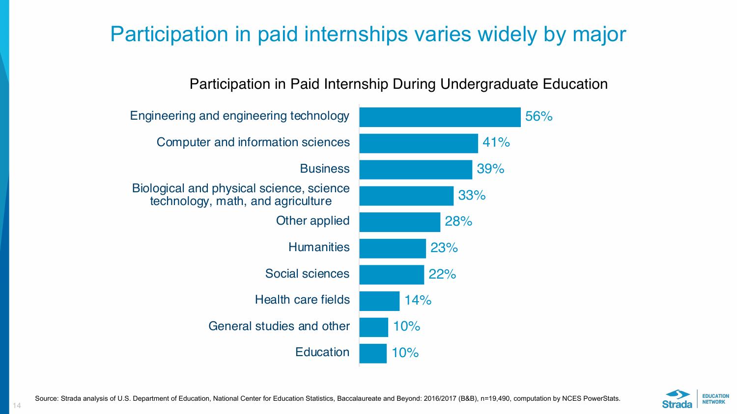# Participation in paid internships varies widely by major

## Participation in Paid Internship During Undergraduate Education

| Major | Participation |
|---|---|
| Engineering and engineering technology | 56% |
| Computer and information sciences | 41% |
| Business | 39% |
| Biological and physical science, science technology, math, and agriculture | 33% |
| Other applied | 28% |
| Humanities | 23% |
| Social sciences | 22% |
| Health care fields | 14% |
| General studies and other | 10% |
| Education | 10% |

Source: Strada analysis of U.S. Department of Education, National Center for Education Statistics, Baccalaureate and Beyond: 2016/2017 (B&B), n=19,490, computation by NCES PowerStats.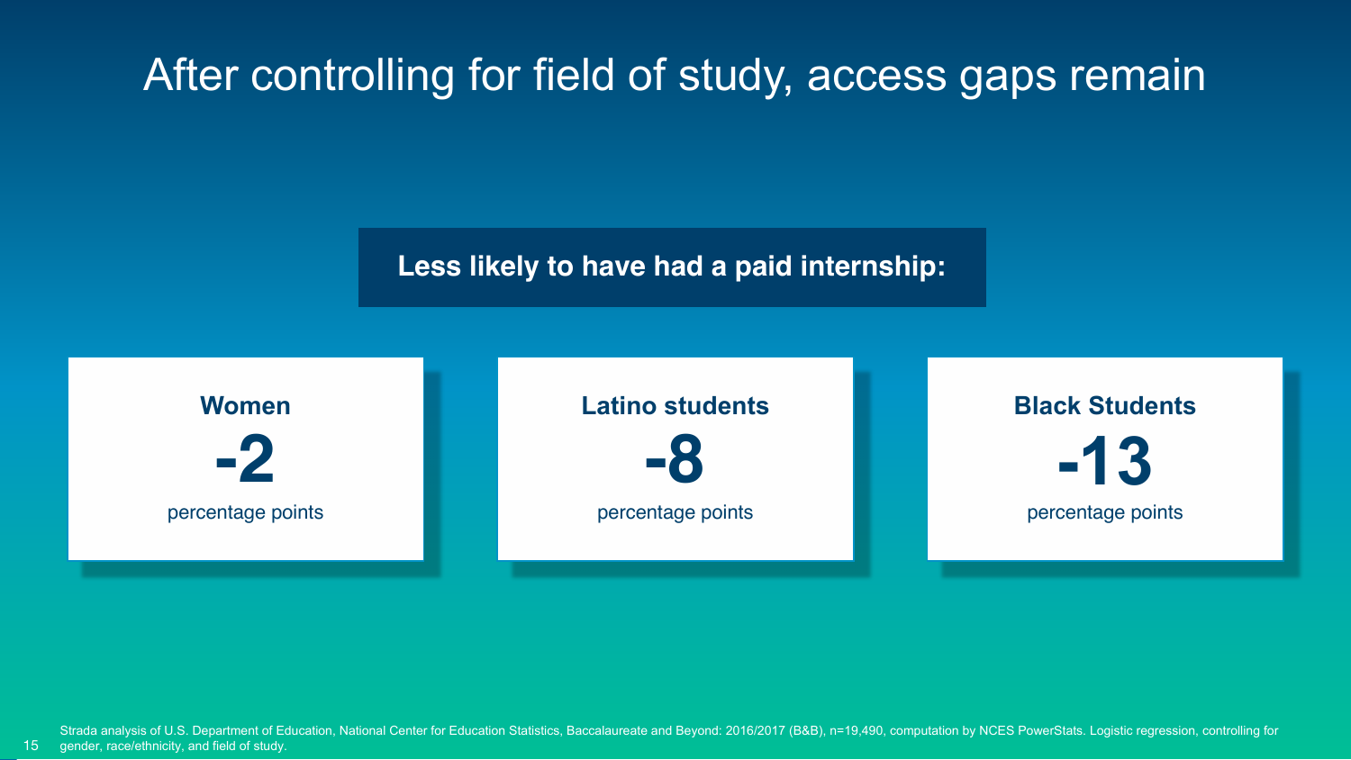# After controlling for field of study, access gaps remain

**Less likely to have had a paid internship:**

**Women**
**-2**
percentage points

**Latino students**
**-8**
percentage points

**Black Students**
**-13**
percentage points

Strada analysis of U.S. Department of Education, National Center for Education Statistics, Baccalaureate and Beyond: 2016/2017 (B&B), n=19,490, computation by NCES PowerStats. Logistic regression, controlling for gender, race/ethnicity, and field of study.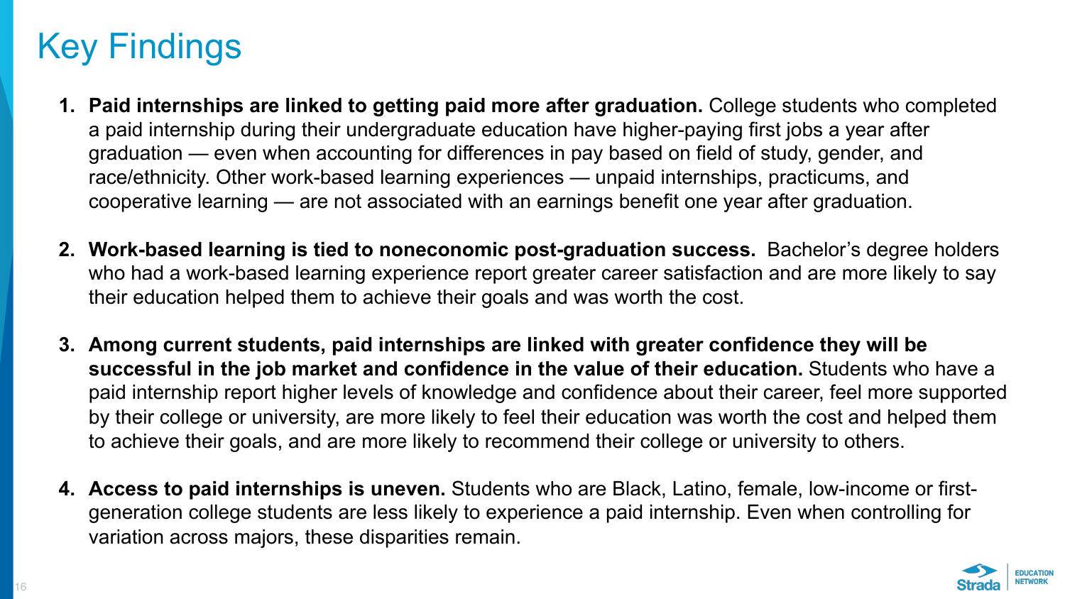# Key Findings

1. **Paid internships are linked to getting paid more after graduation.** College students who completed a paid internship during their undergraduate education have higher-paying first jobs a year after graduation — even when accounting for differences in pay based on field of study, gender, and race/ethnicity. Other work-based learning experiences — unpaid internships, practicums, and cooperative learning — are not associated with an earnings benefit one year after graduation.

2. **Work-based learning is tied to noneconomic post-graduation success.** Bachelor's degree holders who had a work-based learning experience report greater career satisfaction and are more likely to say their education helped them to achieve their goals and was worth the cost.

3. **Among current students, paid internships are linked with greater confidence they will be successful in the job market and confidence in the value of their education.** Students who have a paid internship report higher levels of knowledge and confidence about their career, feel more supported by their college or university, are more likely to feel their education was worth the cost and helped them to achieve their goals, and are more likely to recommend their college or university to others.

4. **Access to paid internships is uneven.** Students who are Black, Latino, female, low-income or first-generation college students are less likely to experience a paid internship. Even when controlling for variation across majors, these disparities remain.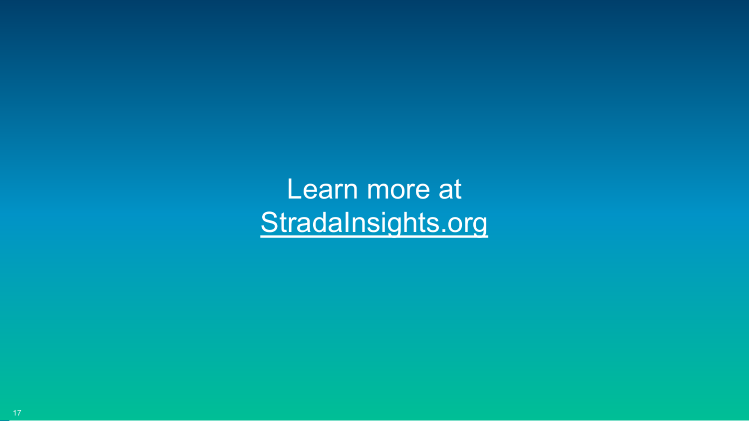Learn more at
[StradaInsights.org](StradaInsights.org)